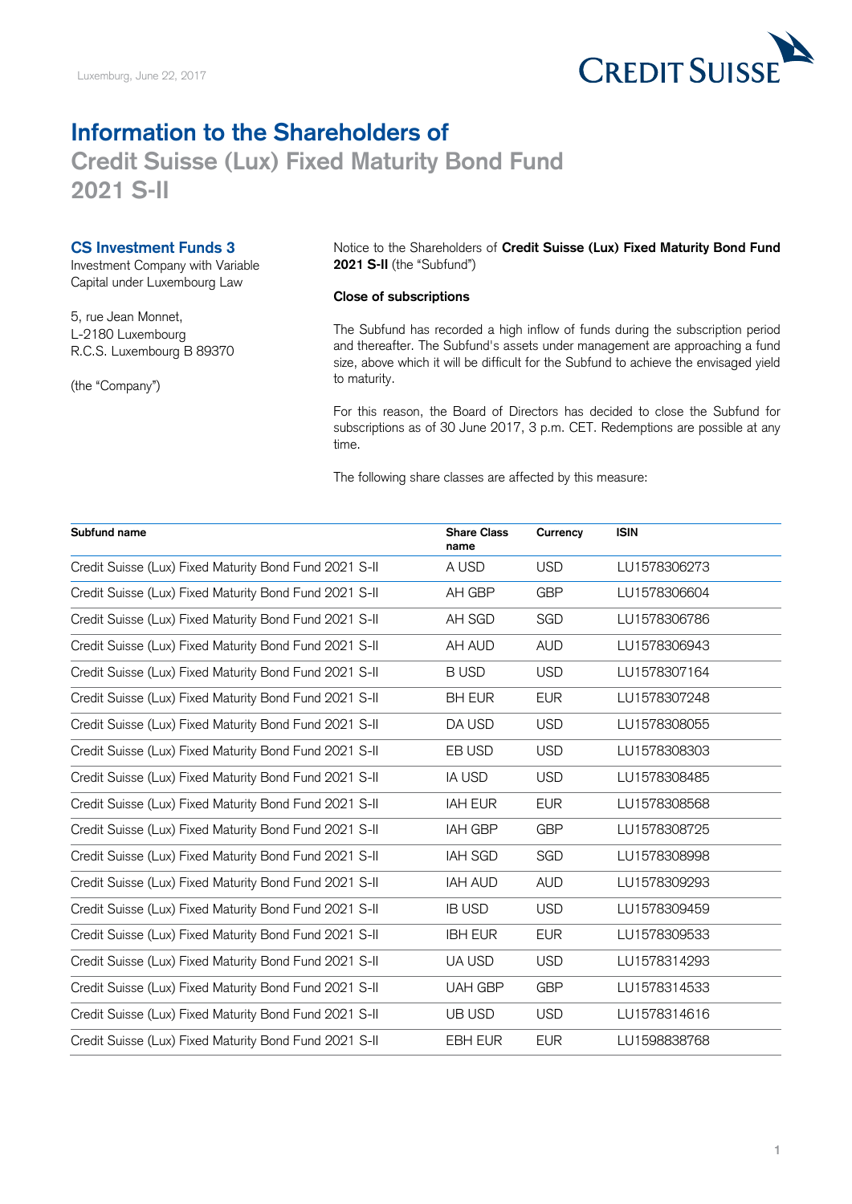Luxemburg, June 22, 2017

# Information to the Shareholders of

## Credit Suisse (Lux) Fixed Maturity Bond Fund 2021 S-II

**CS Investment Funds 3**
Investment Company with Variable Capital under Luxembourg Law

5, rue Jean Monnet,
L-2180 Luxembourg
R.C.S. Luxembourg B 89370

(the "Company")

Notice to the Shareholders of **Credit Suisse (Lux) Fixed Maturity Bond Fund 2021 S-II** (the "Subfund")

**Close of subscriptions**

The Subfund has recorded a high inflow of funds during the subscription period and thereafter. The Subfund's assets under management are approaching a fund size, above which it will be difficult for the Subfund to achieve the envisaged yield to maturity.

For this reason, the Board of Directors has decided to close the Subfund for subscriptions as of 30 June 2017, 3 p.m. CET. Redemptions are possible at any time.

The following share classes are affected by this measure:

| Subfund name | Share Class name | Currency | ISIN |
|---|---|---|---|
| Credit Suisse (Lux) Fixed Maturity Bond Fund 2021 S-II | A USD | USD | LU1578306273 |
| Credit Suisse (Lux) Fixed Maturity Bond Fund 2021 S-II | AH GBP | GBP | LU1578306604 |
| Credit Suisse (Lux) Fixed Maturity Bond Fund 2021 S-II | AH SGD | SGD | LU1578306786 |
| Credit Suisse (Lux) Fixed Maturity Bond Fund 2021 S-II | AH AUD | AUD | LU1578306943 |
| Credit Suisse (Lux) Fixed Maturity Bond Fund 2021 S-II | B USD | USD | LU1578307164 |
| Credit Suisse (Lux) Fixed Maturity Bond Fund 2021 S-II | BH EUR | EUR | LU1578307248 |
| Credit Suisse (Lux) Fixed Maturity Bond Fund 2021 S-II | DA USD | USD | LU1578308055 |
| Credit Suisse (Lux) Fixed Maturity Bond Fund 2021 S-II | EB USD | USD | LU1578308303 |
| Credit Suisse (Lux) Fixed Maturity Bond Fund 2021 S-II | IA USD | USD | LU1578308485 |
| Credit Suisse (Lux) Fixed Maturity Bond Fund 2021 S-II | IAH EUR | EUR | LU1578308568 |
| Credit Suisse (Lux) Fixed Maturity Bond Fund 2021 S-II | IAH GBP | GBP | LU1578308725 |
| Credit Suisse (Lux) Fixed Maturity Bond Fund 2021 S-II | IAH SGD | SGD | LU1578308998 |
| Credit Suisse (Lux) Fixed Maturity Bond Fund 2021 S-II | IAH AUD | AUD | LU1578309293 |
| Credit Suisse (Lux) Fixed Maturity Bond Fund 2021 S-II | IB USD | USD | LU1578309459 |
| Credit Suisse (Lux) Fixed Maturity Bond Fund 2021 S-II | IBH EUR | EUR | LU1578309533 |
| Credit Suisse (Lux) Fixed Maturity Bond Fund 2021 S-II | UA USD | USD | LU1578314293 |
| Credit Suisse (Lux) Fixed Maturity Bond Fund 2021 S-II | UAH GBP | GBP | LU1578314533 |
| Credit Suisse (Lux) Fixed Maturity Bond Fund 2021 S-II | UB USD | USD | LU1578314616 |
| Credit Suisse (Lux) Fixed Maturity Bond Fund 2021 S-II | EBH EUR | EUR | LU1598838768 |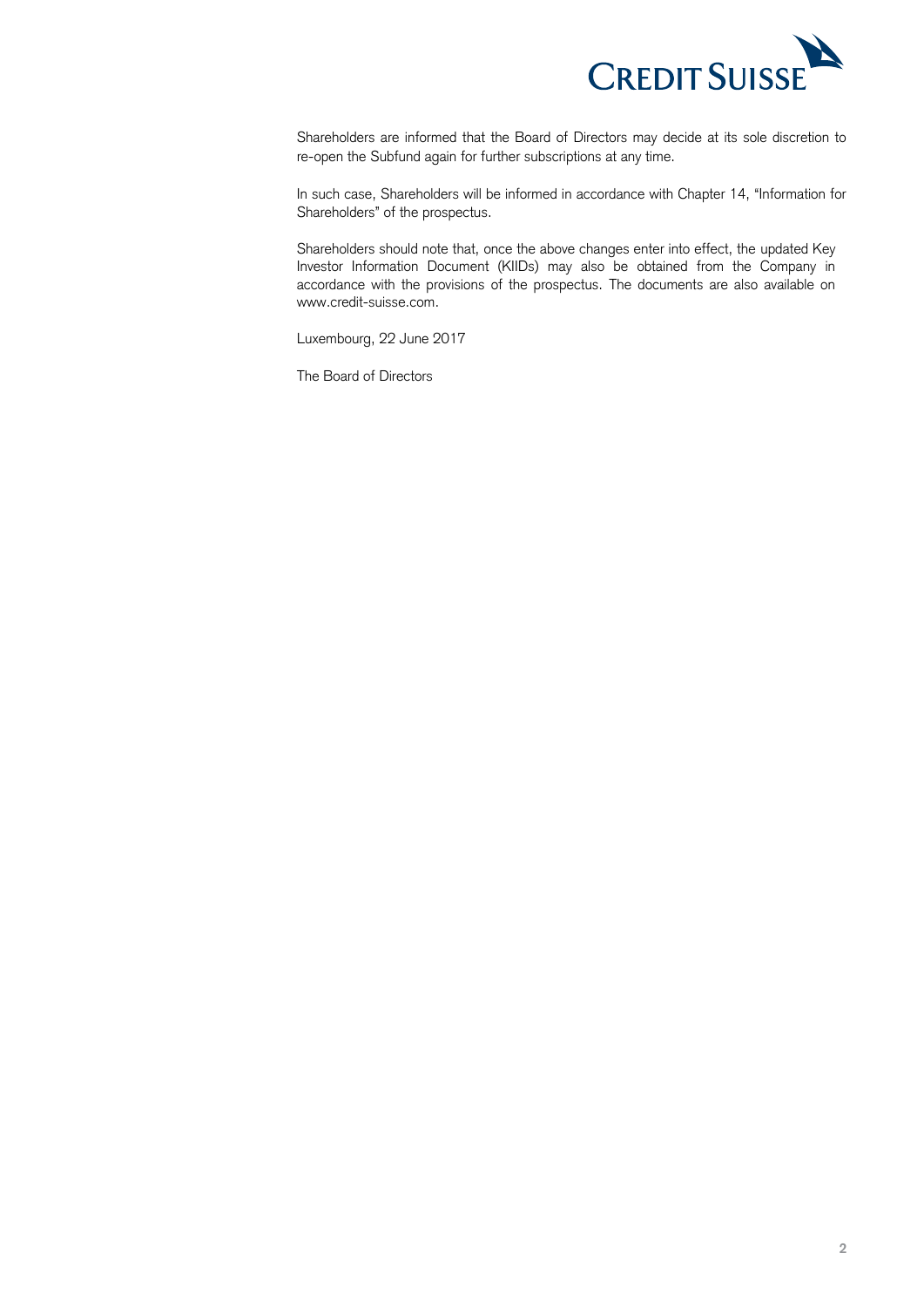Shareholders are informed that the Board of Directors may decide at its sole discretion to re-open the Subfund again for further subscriptions at any time.

In such case, Shareholders will be informed in accordance with Chapter 14, "Information for Shareholders" of the prospectus.

Shareholders should note that, once the above changes enter into effect, the updated Key Investor Information Document (KIIDs) may also be obtained from the Company in accordance with the provisions of the prospectus. The documents are also available on www.credit-suisse.com.

Luxembourg, 22 June 2017

The Board of Directors